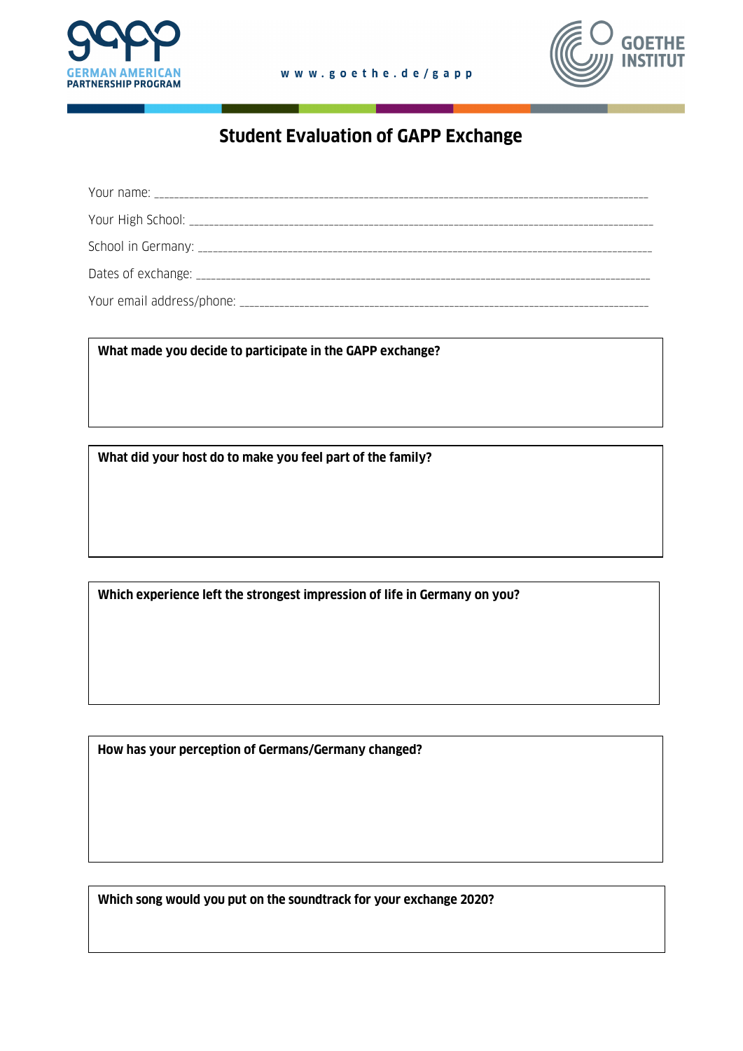gapp
GERMAN AMERICAN
PARTNERSHIP PROGRAM

www.goethe.de/gapp

GOETHE
INSTITUT

# Student Evaluation of GAPP Exchange

Your name: ___________________________________________________________________________

Your High School: ______________________________________________________________________

School in Germany: _____________________________________________________________________

Dates of exchange: _____________________________________________________________________

Your email address/phone: ________________________________________________________________

**What made you decide to participate in the GAPP exchange?**

**What did your host do to make you feel part of the family?**

**Which experience left the strongest impression of life in Germany on you?**

**How has your perception of Germans/Germany changed?**

**Which song would you put on the soundtrack for your exchange 2020?**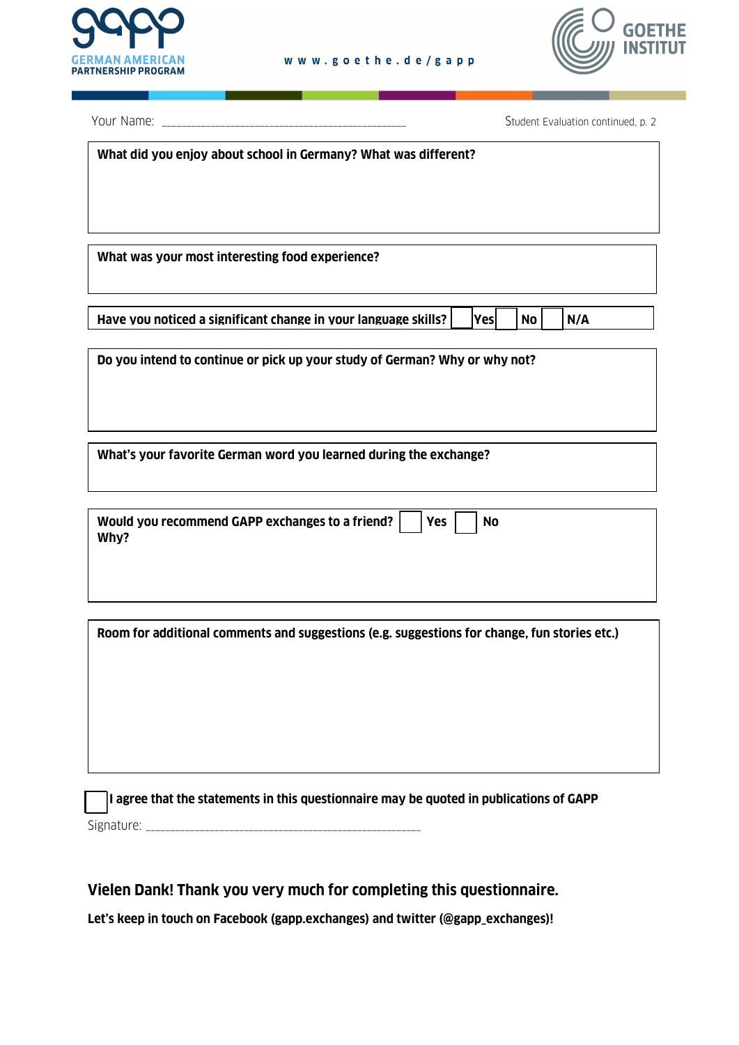Your Name: ______________________________________________

Student Evaluation continued, p. 2

**What did you enjoy about school in Germany? What was different?**

**What was your most interesting food experience?**

**Have you noticed a significant change in your language skills?** ☐ **Yes** ☐ **No** ☐ **N/A**

**Do you intend to continue or pick up your study of German? Why or why not?**

**What's your favorite German word you learned during the exchange?**

**Would you recommend GAPP exchanges to a friend?** ☐ **Yes** ☐ **No**
**Why?**

**Room for additional comments and suggestions (e.g. suggestions for change, fun stories etc.)**

☐ **I agree that the statements in this questionnaire may be quoted in publications of GAPP**

Signature: ______________________________________________

## Vielen Dank! Thank you very much for completing this questionnaire.

**Let's keep in touch on Facebook (gapp.exchanges) and twitter (@gapp_exchanges)!**